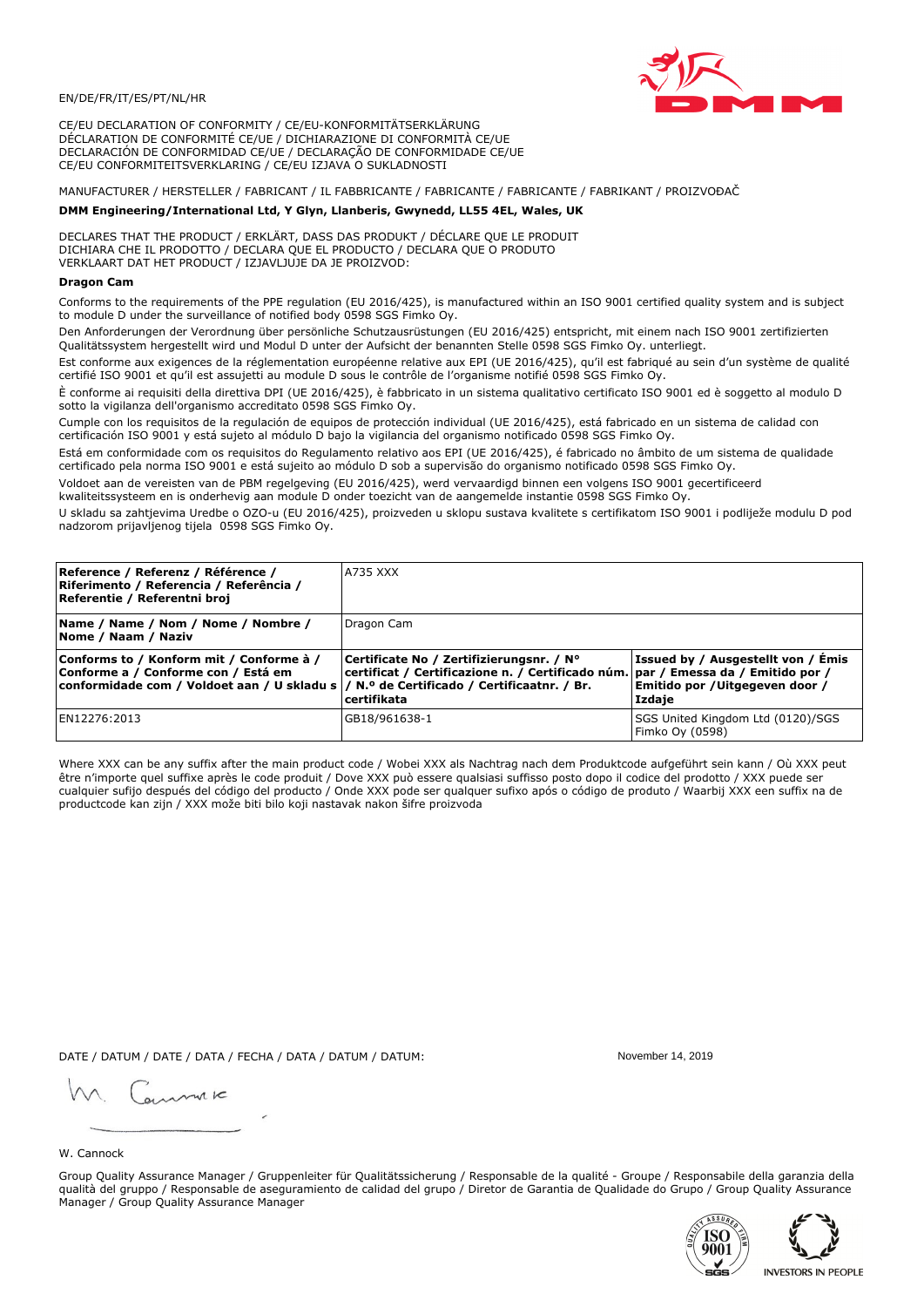EN/DE/FR/IT/ES/PT/NL/HR

CE/EU DECLARATION OF CONFORMITY / CE/EU-KONFORMITÄTSERKLÄRUNG
DÉCLARATION DE CONFORMITÉ CE/UE / DICHIARAZIONE DI CONFORMITÀ CE/UE
DECLARACIÓN DE CONFORMIDAD CE/UE / DECLARAÇÃO DE CONFORMIDADE CE/UE
CE/EU CONFORMITEITSVERKLARING / CE/EU IZJAVA O SUKLADNOSTI

MANUFACTURER / HERSTELLER / FABRICANT / IL FABBRICANTE / FABRICANTE / FABRICANTE / FABRIKANT / PROIZVOĐAČ

**DMM Engineering/International Ltd, Y Glyn, Llanberis, Gwynedd, LL55 4EL, Wales, UK**

DECLARES THAT THE PRODUCT / ERKLÄRT, DASS DAS PRODUKT / DÉCLARE QUE LE PRODUIT
DICHIARA CHE IL PRODOTTO / DECLARA QUE EL PRODUCTO / DECLARA QUE O PRODUTO
VERKLAART DAT HET PRODUCT / IZJAVLJUJE DA JE PROIZVOD:

**Dragon Cam**

Conforms to the requirements of the PPE regulation (EU 2016/425), is manufactured within an ISO 9001 certified quality system and is subject to module D under the surveillance of notified body 0598 SGS Fimko Oy.

Den Anforderungen der Verordnung über persönliche Schutzausrüstungen (EU 2016/425) entspricht, mit einem nach ISO 9001 zertifizierten Qualitätssystem hergestellt wird und Modul D unter der Aufsicht der benannten Stelle 0598 SGS Fimko Oy. unterliegt.

Est conforme aux exigences de la réglementation européenne relative aux EPI (UE 2016/425), qu'il est fabriqué au sein d'un système de qualité certifié ISO 9001 et qu'il est assujetti au module D sous le contrôle de l'organisme notifié 0598 SGS Fimko Oy.

È conforme ai requisiti della direttiva DPI (UE 2016/425), è fabbricato in un sistema qualitativo certificato ISO 9001 ed è soggetto al modulo D sotto la vigilanza dell'organismo accreditato 0598 SGS Fimko Oy.

Cumple con los requisitos de la regulación de equipos de protección individual (UE 2016/425), está fabricado en un sistema de calidad con certificación ISO 9001 y está sujeto al módulo D bajo la vigilancia del organismo notificado 0598 SGS Fimko Oy.

Está em conformidade com os requisitos do Regulamento relativo aos EPI (UE 2016/425), é fabricado no âmbito de um sistema de qualidade certificado pela norma ISO 9001 e está sujeito ao módulo D sob a supervisão do organismo notificado 0598 SGS Fimko Oy.

Voldoet aan de vereisten van de PBM regelgeving (EU 2016/425), werd vervaardigd binnen een volgens ISO 9001 gecertificeerd kwaliteitssysteem en is onderhevig aan module D onder toezicht van de aangemelde instantie 0598 SGS Fimko Oy.

U skladu sa zahtjevima Uredbe o OZO-u (EU 2016/425), proizveden u sklopu sustava kvalitete s certifikatom ISO 9001 i podliježe modulu D pod nadzorom prijavljenog tijela 0598 SGS Fimko Oy.

| **Reference / Referenz / Référence / Riferimento / Referencia / Referência / Referentie / Referentni broj** | A735 XXX | |
|---|---|---|
| **Name / Name / Nom / Nome / Nombre / Nome / Naam / Naziv** | Dragon Cam | |
| **Conforms to / Konform mit / Conforme à / Conforme a / Conforme con / Está em conformidade com / Voldoet aan / U skladu s** | **Certificate No / Zertifizierungsnr. / N° certificat / Certificazione n. / Certificado núm. / N.º de Certificado / Certificaatnr. / Br. certifikata** | **Issued by / Ausgestellt von / Émis par / Emessa da / Emitido por / Emitido por /Uitgegeven door / Izdaje** |
| EN12276:2013 | GB18/961638-1 | SGS United Kingdom Ltd (0120)/SGS Fimko Oy (0598) |

Where XXX can be any suffix after the main product code / Wobei XXX als Nachtrag nach dem Produktcode aufgeführt sein kann / Où XXX peut être n'importe quel suffixe après le code produit / Dove XXX può essere qualsiasi suffisso posto dopo il codice del prodotto / XXX puede ser cualquier sufijo después del código del producto / Onde XXX pode ser qualquer sufixo após o código de produto / Waarbij XXX een suffix na de productcode kan zijn / XXX može biti bilo koji nastavak nakon šifre proizvoda

DATE / DATUM / DATE / DATA / FECHA / DATA / DATUM / DATUM: November 14, 2019

W. Cannock

Group Quality Assurance Manager / Gruppenleiter für Qualitätssicherung / Responsable de la qualité - Groupe / Responsabile della garanzia della qualità del gruppo / Responsable de aseguramiento de calidad del grupo / Diretor de Garantia de Qualidade do Grupo / Group Quality Assurance Manager / Group Quality Assurance Manager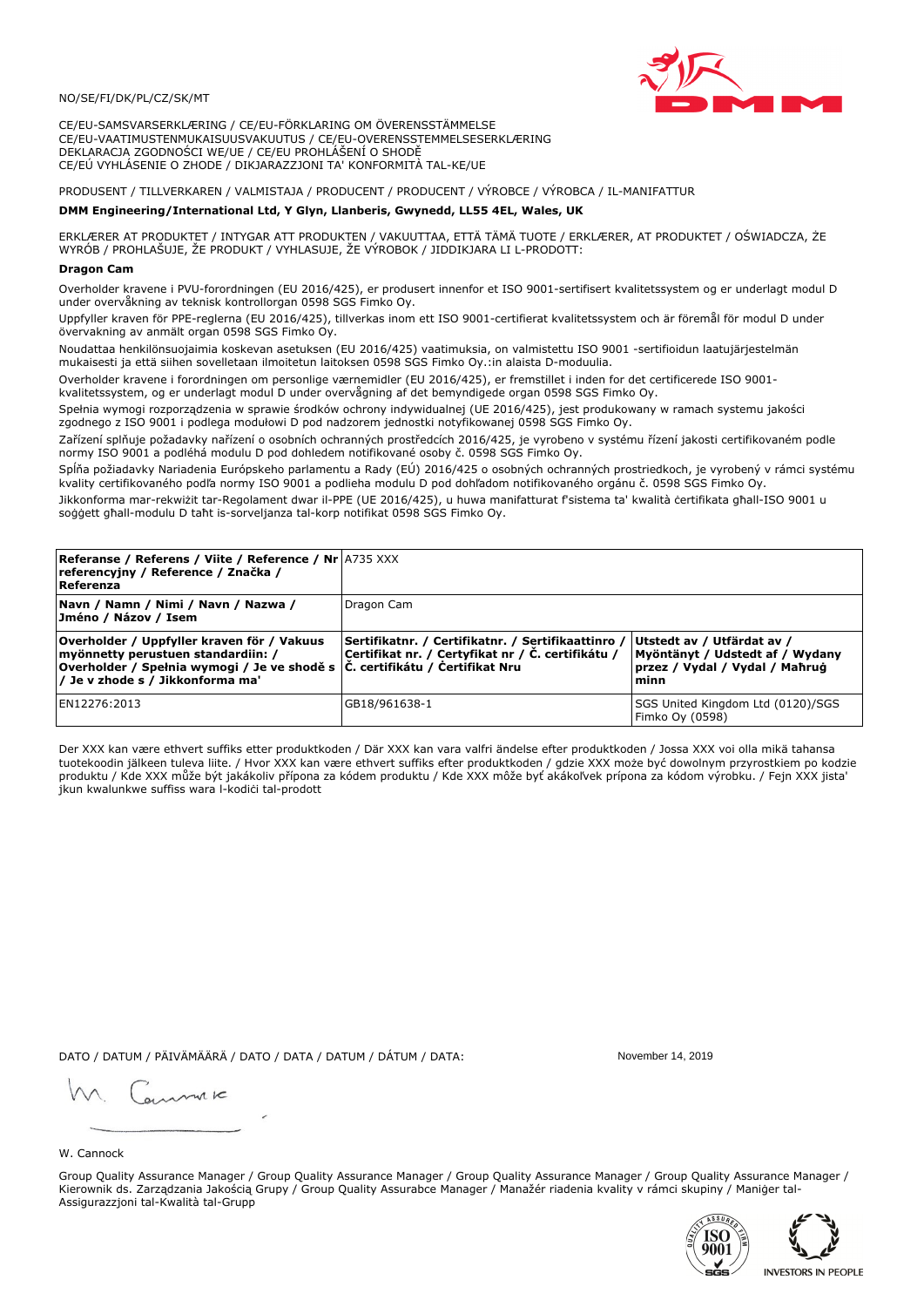NO/SE/FI/DK/PL/CZ/SK/MT

CE/EU-SAMSVARSERKLÆRING / CE/EU-FÖRKLARING OM ÖVERENSSTÄMMELSE
CE/EU-VAATIMUSTENMUKAISUUSVAKUUTUS / CE/EU-OVERENSSTEMMELSESERKLÆRING
DEKLARACJA ZGODNOŚCI WE/UE / CE/EU PROHLÁŠENÍ O SHODĚ
CE/EÚ VYHLÁSENIE O ZHODE / DIKJARAZZJONI TA' KONFORMITÀ TAL-KE/UE

PRODUSENT / TILLVERKAREN / VALMISTAJA / PRODUCENT / PRODUCENT / VÝROBCE / VÝROBCA / IL-MANIFATTUR

**DMM Engineering/International Ltd, Y Glyn, Llanberis, Gwynedd, LL55 4EL, Wales, UK**

ERKLÆRER AT PRODUKTET / INTYGAR ATT PRODUKTEN / VAKUUTTAA, ETTÄ TÄMÄ TUOTE / ERKLÆRER, AT PRODUKTET / OŚWIADCZA, ŻE WYRÓB / PROHLAŠUJE, ŽE PRODUKT / VYHLASUJE, ŽE VÝROBOK / JIDDIKJARA LI L-PRODOTT:

**Dragon Cam**

Overholder kravene i PVU-forordningen (EU 2016/425), er produsert innenfor et ISO 9001-sertifisert kvalitetssystem og er underlagt modul D under overvåkning av teknisk kontrollorgan 0598 SGS Fimko Oy.

Uppfyller kraven för PPE-reglerna (EU 2016/425), tillverkas inom ett ISO 9001-certifierat kvalitetssystem och är föremål för modul D under övervakning av anmält organ 0598 SGS Fimko Oy.

Noudattaa henkilönsuojaimia koskevan asetuksen (EU 2016/425) vaatimuksia, on valmistettu ISO 9001 -sertifioidun laatujärjestelmän mukaisesti ja että siihen sovelletaan ilmoitetun laitoksen 0598 SGS Fimko Oy.:in alaista D-moduulia.

Overholder kravene i forordningen om personlige værnemidler (EU 2016/425), er fremstillet i inden for det certificerede ISO 9001-kvalitetssystem, og er underlagt modul D under overvågning af det bemyndigede organ 0598 SGS Fimko Oy.

Spełnia wymogi rozporządzenia w sprawie środków ochrony indywidualnej (UE 2016/425), jest produkowany w ramach systemu jakości zgodnego z ISO 9001 i podlega modułowi D pod nadzorem jednostki notyfikowanej 0598 SGS Fimko Oy.

Zařízení splňuje požadavky nařízení o osobních ochranných prostředcích 2016/425, je vyrobeno v systému řízení jakosti certifikovaném podle normy ISO 9001 a podléhá modulu D pod dohledem notifikované osoby č. 0598 SGS Fimko Oy.

Spĺňa požiadavky Nariadenia Európskeho parlamentu a Rady (EÚ) 2016/425 o osobných ochranných prostriedkoch, je vyrobený v rámci systému kvality certifikovaného podľa normy ISO 9001 a podlieha modulu D pod dohľadom notifikovaného orgánu č. 0598 SGS Fimko Oy.

Jikkonforma mar-rekwiżit tar-Regolament dwar il-PPE (UE 2016/425), u huwa manifatturat f'sistema ta' kwalità ċertifikata għall-ISO 9001 u soġġett għall-modulu D taħt is-sorveljanza tal-korp notifikat 0598 SGS Fimko Oy.

| **Referanse / Referens / Viite / Reference / Nr referencyjny / Reference / Značka / Referenza** | A735 XXX | |
|---|---|---|
| **Navn / Namn / Nimi / Navn / Nazwa / Jméno / Názov / Isem** | Dragon Cam | |
| **Overholder / Uppfyller kraven för / Vakuus myönnetty perustuen standardiin: / Overholder / Spełnia wymogi / Je ve shodě s / Je v zhode s / Jikkonforma ma'** | **Sertifikatnr. / Certifikatnr. / Sertifikaattinro / Certifikat nr. / Certyfikat nr / Č. certifikátu / Č. certifikátu / Ċertifikat Nru** | **Utstedt av / Utfärdat av / Myöntänyt / Udstedt af / Wydany przez / Vydal / Vydal / Maħruġ minn** |
| EN12276:2013 | GB18/961638-1 | SGS United Kingdom Ltd (0120)/SGS Fimko Oy (0598) |

Der XXX kan være ethvert suffiks etter produktkoden / Där XXX kan vara valfri ändelse efter produktkoden / Jossa XXX voi olla mikä tahansa tuotekoodin jälkeen tuleva liite. / Hvor XXX kan være ethvert suffiks efter produktkoden / gdzie XXX może być dowolnym przyrostkiem po kodzie produktu / Kde XXX může být jakákoliv přípona za kódem produktu / Kde XXX môže byť akákoľvek prípona za kódom výrobku. / Fejn XXX jista' jkun kwalunkwe suffiss wara l-kodiċi tal-prodott

DATO / DATUM / PÄIVÄMÄÄRÄ / DATO / DATA / DATUM / DÁTUM / DATA: November 14, 2019

W. Cannock

Group Quality Assurance Manager / Group Quality Assurance Manager / Group Quality Assurance Manager / Group Quality Assurance Manager / Kierownik ds. Zarządzania Jakością Grupy / Group Quality Assurabce Manager / Manažér riadenia kvality v rámci skupiny / Maniġer tal-Assigurazzjoni tal-Kwalità tal-Grupp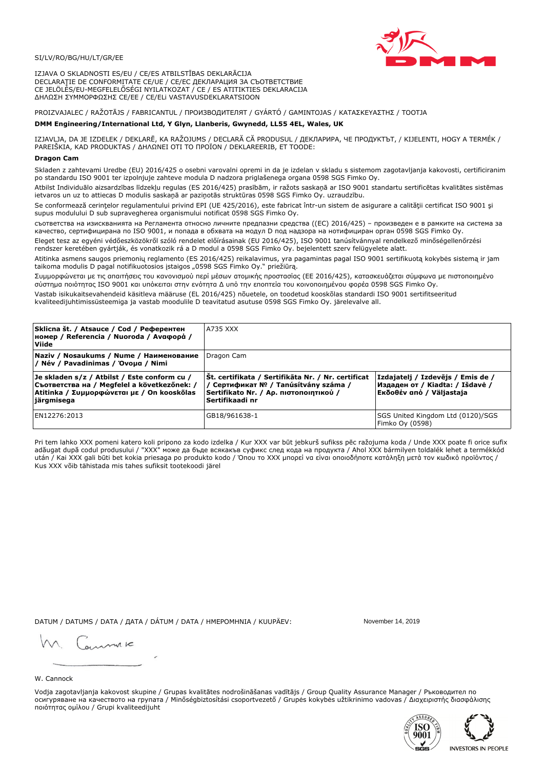SI/LV/RO/BG/HU/LT/GR/EE

IZJAVA O SKLADNOSTI ES/EU / CE/ES ATBILSTĪBAS DEKLARĀCIJA
DECLARAȚIE DE CONFORMITATE CE/UE / CE/ЕС ДЕКЛАРАЦИЯ ЗА СЪОТВЕТСТВИЕ
CE JELÖLÉS/EU-MEGFELELŐSÉGI NYILATKOZAT / CE / ES ATITIKTIES DEKLARACIJA
ΔΗΛΩΣΗ ΣΥΜΜΟΡΦΩΣΗΣ CE/EE / CE/ELi VASTAVUSDEKLARATSIOON

PROIZVAJALEC / RAŽOTĀJS / FABRICANTUL / ПРОИЗВОДИТЕЛЯТ / GYÁRTÓ / GAMINTOJAS / ΚΑΤΑΣΚΕΥΑΣΤΗΣ / TOOTJA

**DMM Engineering/International Ltd, Y Glyn, Llanberis, Gwynedd, LL55 4EL, Wales, UK**

IZJAVLJA, DA JE IZDELEK / DEKLARĒ, KA RAŽOJUMS / DECLARĂ CĂ PRODUSUL / ДЕКЛАРИРА, ЧЕ ПРОДУКТЪТ, / KIJELENTI, HOGY A TERMÉK / PAREIŠKIA, KAD PRODUKTAS / ΔΗΛΩΝΕΙ ΟΤΙ ΤΟ ΠΡΟΪΟΝ / DEKLAREERIB, ET TOODE:

**Dragon Cam**

Skladen z zahtevami Uredbe (EU) 2016/425 o osebni varovalni opremi in da je izdelan v skladu s sistemom zagotavljanja kakovosti, certificiranim po standardu ISO 9001 ter izpolnjuje zahteve modula D nadzora priglašenega organa 0598 SGS Fimko Oy.

Atbilst Individuālo aizsardzības līdzekļu regulas (ES 2016/425) prasībām, ir ražots saskaņā ar ISO 9001 standartu sertificētas kvalitātes sistēmas ietvaros un uz to attiecas D modulis saskaņā ar paziņotās struktūras 0598 SGS Fimko Oy. uzraudzību.

Se conformează cerințelor regulamentului privind EPI (UE 425/2016), este fabricat într-un sistem de asigurare a calității certificat ISO 9001 și supus modulului D sub supravegherea organismului notificat 0598 SGS Fimko Oy.

съответства на изискванията на Регламента относно личните предпазни средства ((ЕС) 2016/425) – произведен е в рамките на система за качество, сертифицирана по ISO 9001, и попада в обхвата на модул D под надзора на нотифициран орган 0598 SGS Fimko Oy.

Eleget tesz az egyéni védőeszközökről szóló rendelet előírásainak (EU 2016/425), ISO 9001 tanúsítvánnyal rendelkező minőségellenőrzési rendszer keretében gyártják, és vonatkozik rá a D modul a 0598 SGS Fimko Oy. bejelentett szerv felügyelete alatt.

Atitinka asmens saugos priemonių reglamento (ES 2016/425) reikalavimus, yra pagamintas pagal ISO 9001 sertifikuotą kokybės sistemą ir jam taikoma modulis D pagal notifikuotosios įstaigos „0598 SGS Fimko Oy." priežiūrą.

Συμμορφώνεται με τις απαιτήσεις του κανονισμού περί μέσων ατομικής προστασίας (ΕΕ 2016/425), κατασκευάζεται σύμφωνα με πιστοποιημένο σύστημα ποιότητας ISO 9001 και υπόκειται στην ενότητα Δ υπό την εποπτεία του κοινοποιημένου φορέα 0598 SGS Fimko Oy.

Vastab isikukaitsevahendeid käsitleva määruse (EL 2016/425) nõuetele, on toodetud kooskõlas standardi ISO 9001 sertifitseeritud kvaliteedijuhtimissüsteemiga ja vastab moodulile D teavitatud asutuse 0598 SGS Fimko Oy. järelevalve all.

| | | |
|---|---|---|
| **Sklicna št. / Atsauce / Cod / Референтен номер / Referencia / Nuoroda / Αναφορά / Viide** | A735 XXX | |
| **Naziv / Nosaukums / Nume / Наименование / Név / Pavadinimas / Όνομα / Nimi** | Dragon Cam | |
| **Je skladen s/z / Atbilst / Este conform cu / Съответства на / Megfelel a következőnek: / Atitinka / Συμμορφώνεται με / On kooskõlas järgmisega** | **Št. certifikata / Sertifikāta Nr. / Nr. certificat / Сертификат № / Tanúsítvány száma / Sertifikato Nr. / Αρ. πιστοποιητικού / Sertifikaadi nr** | **Izdajatelj / Izdevējs / Emis de / Издаден от / Kiadta: / Išdavė / Εκδοθέν από / Väljastaja** |
| EN12276:2013 | GB18/961638-1 | SGS United Kingdom Ltd (0120)/SGS Fimko Oy (0598) |

Pri tem lahko XXX pomeni katero koli pripono za kodo izdelka / Kur XXX var būt jebkurš sufikss pēc ražojuma koda / Unde XXX poate fi orice sufix adăugat după codul produsului / "XXX" може да бъде всякакъв суфикс след кода на продукта / Ahol XXX bármilyen toldalék lehet a termékkód után / Kai XXX gali būti bet kokia priesaga po produkto kodo / Όπου το XXX μπορεί να είναι οποιοδήποτε κατάληξη μετά τον κωδικό προϊόντος / Kus XXX võib tähistada mis tahes sufiksit tootekoodi järel

DATUM / DATUMS / DATA / ДАТА / DÁTUM / DATA / ΗΜΕΡΟΜΗΝΙΑ / KUUPÄEV: November 14, 2019

W. Cannock

Vodja zagotavljanja kakovost skupine / Grupas kvalitātes nodrošināšanas vadītājs / Group Quality Assurance Manager / Ръководител по осигуряване на качеството на групата / Minőségbiztosítási csoportvezető / Grupės kokybės užtikrinimo vadovas / Διαχειριστής διασφάλισης ποιότητας ομίλου / Grupi kvaliteedijuht